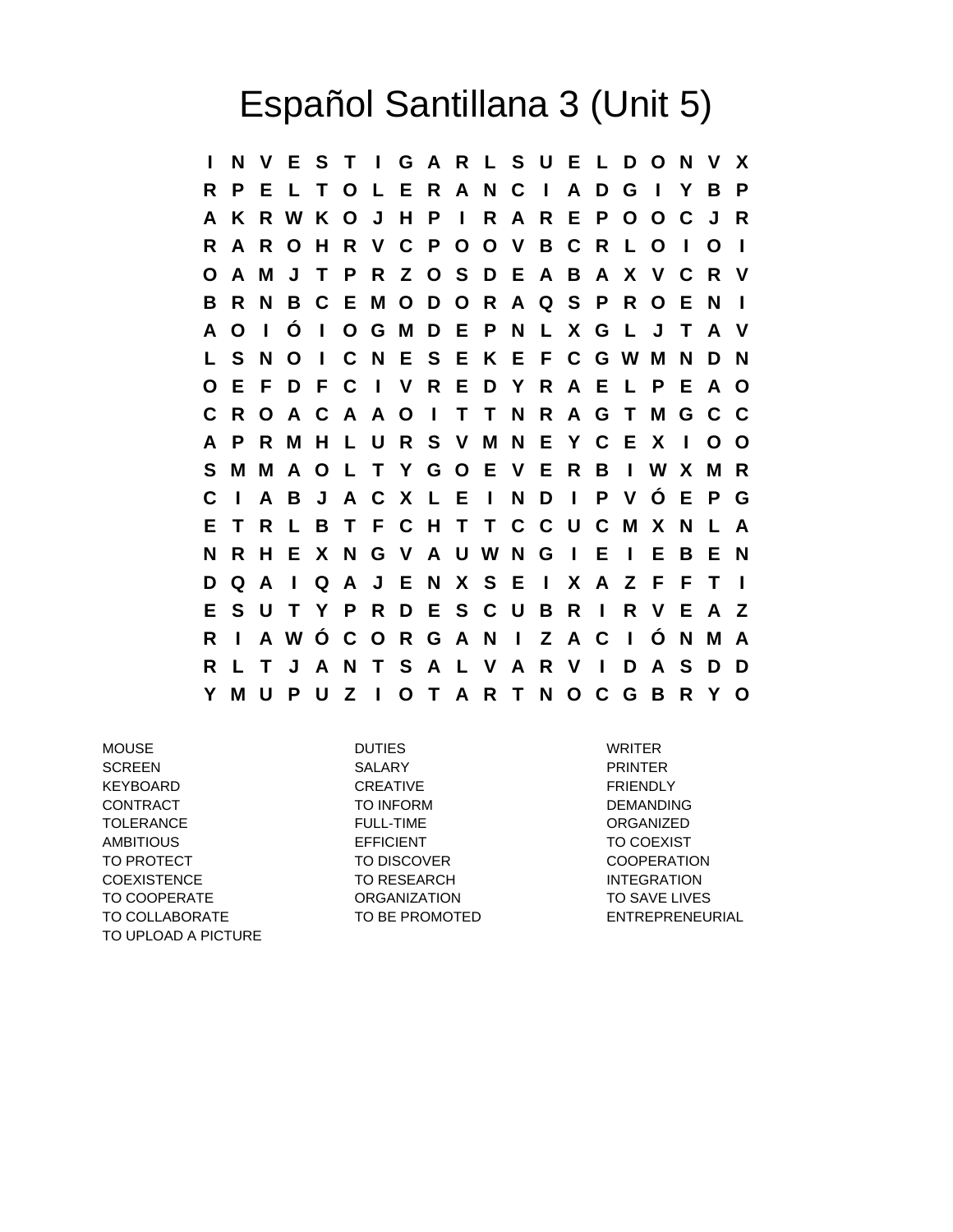# Español Santillana 3 (Unit 5)

```
I N V E S T I G A R L S U E L D O N V X
R P E L T O L E R A N C I A D G I Y B P
A K R W K O J H P I R A R E P O O C J R
R A R O H R V C P O O V B C R L O I O I
O A M J T P R Z O S D E A B A X V C R V
B R N B C E M O D O R A Q S P R O E N I
A O I Ó I O G M D E P N L X G L J T A V
L S N O I C N E S E K E F C G W M N D N
O E F D F C I V R E D Y R A E L P E A O
C R O A C A A O I T T N R A G T M G C C
A P R M H L U R S V M N E Y C E X I O O
S M M A O L T Y G O E V E R B I W X M R
C I A B J A C X L E I N D I P V Ó E P G
E T R L B T F C H T T C C U C M X N L A
N R H E X N G V A U W N G I E I E B E N
D Q A I Q A J E N X S E I X A Z F F T I
E S U T Y P R D E S C U B R I R V E A Z
R I A W Ó C O R G A N I Z A C I Ó N M A
R L T J A N T S A L V A R V I D A S D D
Y M U P U Z I O T A R T N O C G B R Y O
```

MOUSE
SCREEN
KEYBOARD
CONTRACT
TOLERANCE
AMBITIOUS
TO PROTECT
COEXISTENCE
TO COOPERATE
TO COLLABORATE
TO UPLOAD A PICTURE

DUTIES
SALARY
CREATIVE
TO INFORM
FULL-TIME
EFFICIENT
TO DISCOVER
TO RESEARCH
ORGANIZATION
TO BE PROMOTED

WRITER
PRINTER
FRIENDLY
DEMANDING
ORGANIZED
TO COEXIST
COOPERATION
INTEGRATION
TO SAVE LIVES
ENTREPRENEURIAL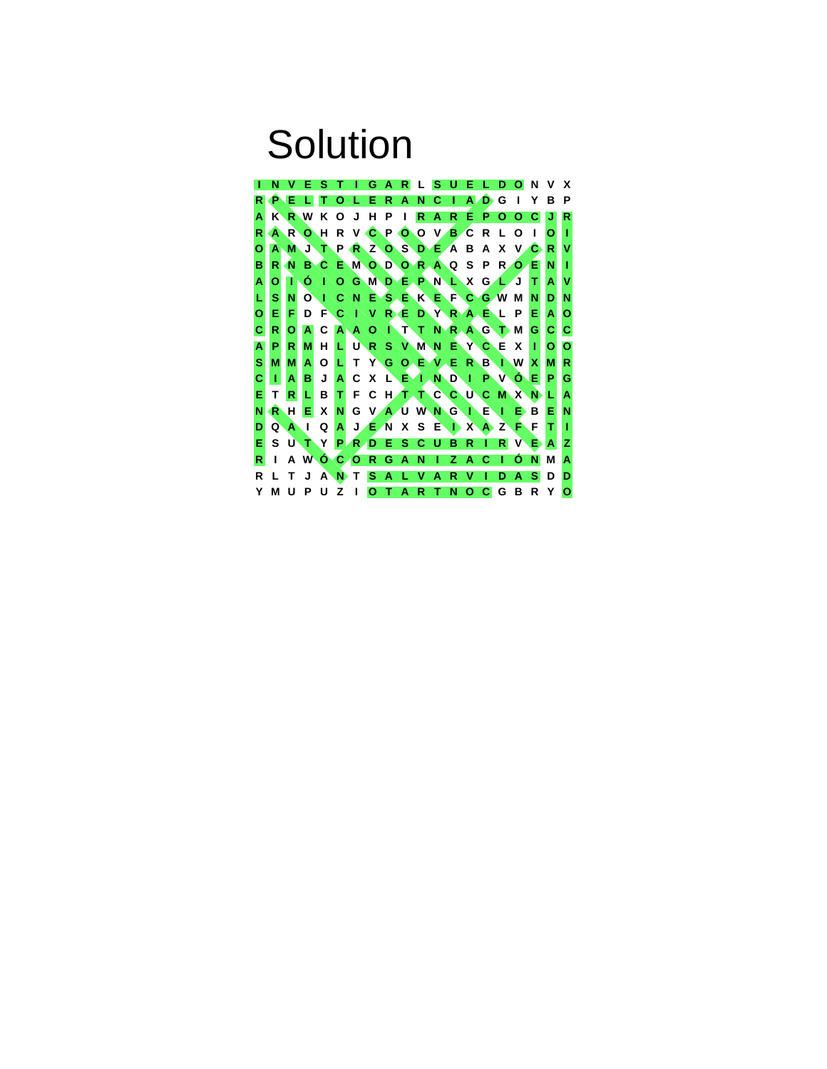# Solution

| | | | | | | | | | | | | | | | | | | | |
|---|---|---|---|---|---|---|---|---|---|---|---|---|---|---|---|---|---|---|---|
| I | N | V | E | S | T | I | G | A | R | L | S | U | E | L | D | O | N | V | X |
| R | P | E | L | T | O | L | E | R | A | N | C | I | A | D | G | I | Y | B | P |
| A | K | R | W | K | O | J | H | P | I | R | A | R | E | P | O | O | C | J | R |
| R | A | R | O | H | R | V | C | P | O | O | V | B | C | R | L | O | I | O | I |
| O | A | M | J | T | P | R | Z | O | S | D | E | A | B | A | X | V | C | R | V |
| B | R | N | B | C | E | M | O | D | O | R | A | Q | S | P | R | O | E | N | I |
| A | O | I | Ó | I | O | G | M | D | E | P | N | L | X | G | L | J | T | A | V |
| L | S | N | O | I | C | N | E | S | E | K | E | F | C | G | W | M | N | D | N |
| O | E | F | D | F | C | I | V | R | E | D | Y | R | A | E | L | P | E | A | O |
| C | R | O | A | C | A | A | O | I | T | T | N | R | A | G | T | M | G | C | C |
| A | P | R | M | H | L | U | R | S | V | M | N | E | Y | C | E | X | I | O | O |
| S | M | M | A | O | L | T | Y | G | O | E | V | E | R | B | I | W | X | M | R |
| C | I | A | B | J | A | C | X | L | E | I | N | D | I | P | V | Ó | E | P | G |
| E | T | R | L | B | T | F | C | H | T | T | C | C | U | C | M | X | N | L | A |
| N | R | H | E | X | N | G | V | A | U | W | N | G | I | E | I | E | B | E | N |
| D | Q | A | I | Q | A | J | E | N | X | S | E | I | X | A | Z | F | F | T | I |
| E | S | U | T | Y | P | R | D | E | S | C | U | B | R | I | R | V | E | A | Z |
| R | I | A | W | Ó | C | O | R | G | A | N | I | Z | A | C | I | Ó | N | M | A |
| R | L | T | J | A | N | T | S | A | L | V | A | R | V | I | D | A | S | D | D |
| Y | M | U | P | U | Z | I | O | T | A | R | T | N | O | C | G | B | R | Y | O |